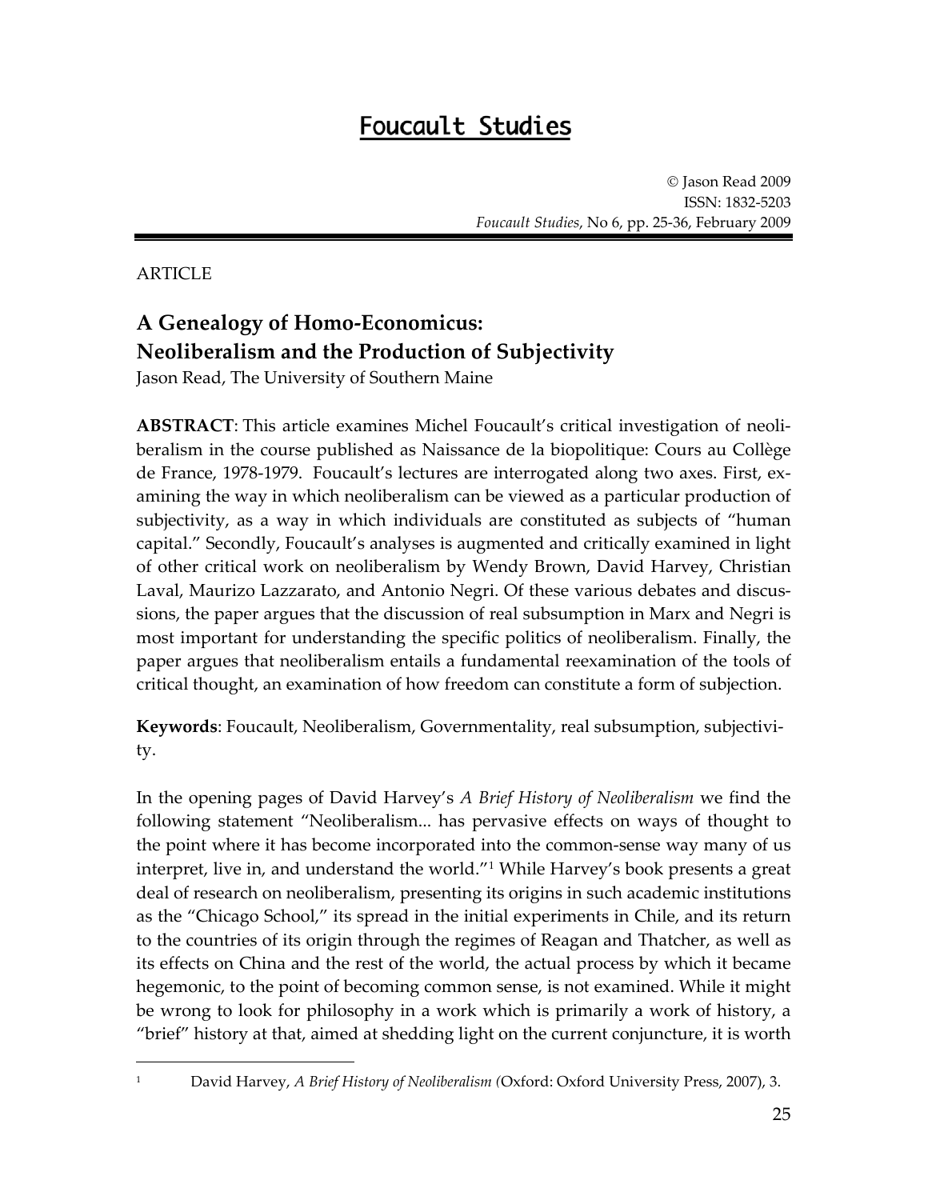# Foucault Studies

© Jason Read 2009
ISSN: 1832-5203
*Foucault Studies*, No 6, pp. 25-36, February 2009

ARTICLE

## A Genealogy of Homo-Economicus: Neoliberalism and the Production of Subjectivity

Jason Read, The University of Southern Maine

**ABSTRACT**: This article examines Michel Foucault's critical investigation of neoliberalism in the course published as Naissance de la biopolitique: Cours au Collège de France, 1978-1979. Foucault's lectures are interrogated along two axes. First, examining the way in which neoliberalism can be viewed as a particular production of subjectivity, as a way in which individuals are constituted as subjects of "human capital." Secondly, Foucault's analyses is augmented and critically examined in light of other critical work on neoliberalism by Wendy Brown, David Harvey, Christian Laval, Maurizo Lazzarato, and Antonio Negri. Of these various debates and discussions, the paper argues that the discussion of real subsumption in Marx and Negri is most important for understanding the specific politics of neoliberalism. Finally, the paper argues that neoliberalism entails a fundamental reexamination of the tools of critical thought, an examination of how freedom can constitute a form of subjection.

**Keywords**: Foucault, Neoliberalism, Governmentality, real subsumption, subjectivity.

In the opening pages of David Harvey's *A Brief History of Neoliberalism* we find the following statement "Neoliberalism... has pervasive effects on ways of thought to the point where it has become incorporated into the common-sense way many of us interpret, live in, and understand the world."[1] While Harvey's book presents a great deal of research on neoliberalism, presenting its origins in such academic institutions as the "Chicago School," its spread in the initial experiments in Chile, and its return to the countries of its origin through the regimes of Reagan and Thatcher, as well as its effects on China and the rest of the world, the actual process by which it became hegemonic, to the point of becoming common sense, is not examined. While it might be wrong to look for philosophy in a work which is primarily a work of history, a "brief" history at that, aimed at shedding light on the current conjuncture, it is worth

---

[1] David Harvey, *A Brief History of Neoliberalism (*Oxford: Oxford University Press, 2007), 3.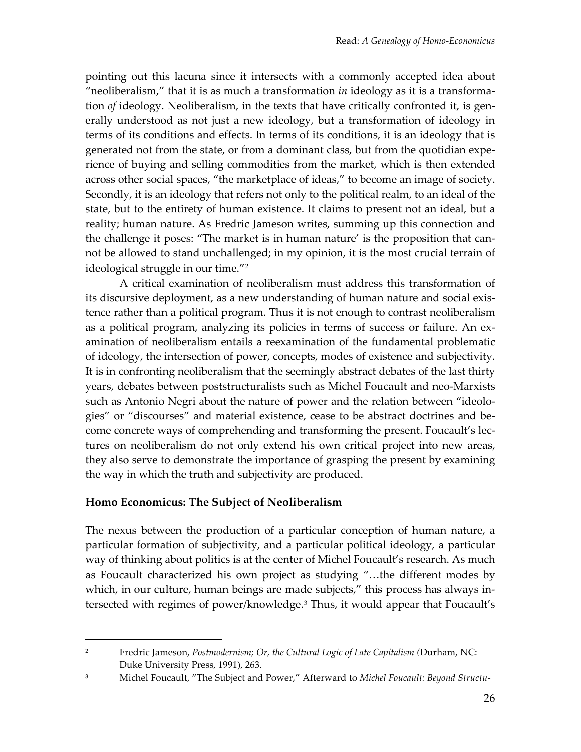pointing out this lacuna since it intersects with a commonly accepted idea about "neoliberalism," that it is as much a transformation *in* ideology as it is a transformation *of* ideology. Neoliberalism, in the texts that have critically confronted it, is generally understood as not just a new ideology, but a transformation of ideology in terms of its conditions and effects. In terms of its conditions, it is an ideology that is generated not from the state, or from a dominant class, but from the quotidian experience of buying and selling commodities from the market, which is then extended across other social spaces, "the marketplace of ideas," to become an image of society. Secondly, it is an ideology that refers not only to the political realm, to an ideal of the state, but to the entirety of human existence. It claims to present not an ideal, but a reality; human nature. As Fredric Jameson writes, summing up this connection and the challenge it poses: "The market is in human nature' is the proposition that cannot be allowed to stand unchallenged; in my opinion, it is the most crucial terrain of ideological struggle in our time."[2]

A critical examination of neoliberalism must address this transformation of its discursive deployment, as a new understanding of human nature and social existence rather than a political program. Thus it is not enough to contrast neoliberalism as a political program, analyzing its policies in terms of success or failure. An examination of neoliberalism entails a reexamination of the fundamental problematic of ideology, the intersection of power, concepts, modes of existence and subjectivity. It is in confronting neoliberalism that the seemingly abstract debates of the last thirty years, debates between poststructuralists such as Michel Foucault and neo-Marxists such as Antonio Negri about the nature of power and the relation between "ideologies" or "discourses" and material existence, cease to be abstract doctrines and become concrete ways of comprehending and transforming the present. Foucault's lectures on neoliberalism do not only extend his own critical project into new areas, they also serve to demonstrate the importance of grasping the present by examining the way in which the truth and subjectivity are produced.

## Homo Economicus: The Subject of Neoliberalism

The nexus between the production of a particular conception of human nature, a particular formation of subjectivity, and a particular political ideology, a particular way of thinking about politics is at the center of Michel Foucault's research. As much as Foucault characterized his own project as studying "…the different modes by which, in our culture, human beings are made subjects," this process has always intersected with regimes of power/knowledge.[3] Thus, it would appear that Foucault's

---

[2] Fredric Jameson, *Postmodernism; Or, the Cultural Logic of Late Capitalism (*Durham, NC: Duke University Press, 1991), 263.

[3] Michel Foucault, "The Subject and Power," Afterward to *Michel Foucault: Beyond Structu-*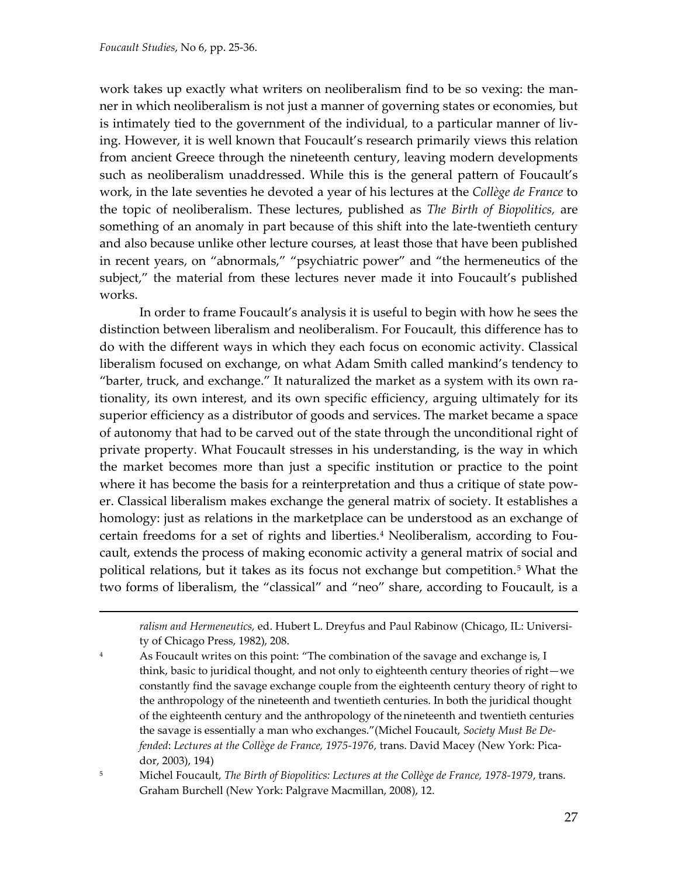work takes up exactly what writers on neoliberalism find to be so vexing: the manner in which neoliberalism is not just a manner of governing states or economies, but is intimately tied to the government of the individual, to a particular manner of living. However, it is well known that Foucault's research primarily views this relation from ancient Greece through the nineteenth century, leaving modern developments such as neoliberalism unaddressed. While this is the general pattern of Foucault's work, in the late seventies he devoted a year of his lectures at the *Collège de France* to the topic of neoliberalism. These lectures, published as *The Birth of Biopolitics,* are something of an anomaly in part because of this shift into the late-twentieth century and also because unlike other lecture courses, at least those that have been published in recent years, on "abnormals," "psychiatric power" and "the hermeneutics of the subject," the material from these lectures never made it into Foucault's published works.

In order to frame Foucault's analysis it is useful to begin with how he sees the distinction between liberalism and neoliberalism. For Foucault, this difference has to do with the different ways in which they each focus on economic activity. Classical liberalism focused on exchange, on what Adam Smith called mankind's tendency to "barter, truck, and exchange." It naturalized the market as a system with its own rationality, its own interest, and its own specific efficiency, arguing ultimately for its superior efficiency as a distributor of goods and services. The market became a space of autonomy that had to be carved out of the state through the unconditional right of private property. What Foucault stresses in his understanding, is the way in which the market becomes more than just a specific institution or practice to the point where it has become the basis for a reinterpretation and thus a critique of state power. Classical liberalism makes exchange the general matrix of society. It establishes a homology: just as relations in the marketplace can be understood as an exchange of certain freedoms for a set of rights and liberties.[4] Neoliberalism, according to Foucault, extends the process of making economic activity a general matrix of social and political relations, but it takes as its focus not exchange but competition.[5] What the two forms of liberalism, the "classical" and "neo" share, according to Foucault, is a

*ralism and Hermeneutics,* ed. Hubert L. Dreyfus and Paul Rabinow (Chicago, IL: University of Chicago Press, 1982), 208.

[4] As Foucault writes on this point: "The combination of the savage and exchange is, I think, basic to juridical thought, and not only to eighteenth century theories of right—we constantly find the savage exchange couple from the eighteenth century theory of right to the anthropology of the nineteenth and twentieth centuries. In both the juridical thought of the eighteenth century and the anthropology of the nineteenth and twentieth centuries the savage is essentially a man who exchanges."(Michel Foucault, *Society Must Be Defended*: *Lectures at the Collège de France, 1975-1976,* trans. David Macey (New York: Picador, 2003), 194)

[5] Michel Foucault, *The Birth of Biopolitics: Lectures at the Collège de France, 1978-1979*, trans. Graham Burchell (New York: Palgrave Macmillan, 2008), 12.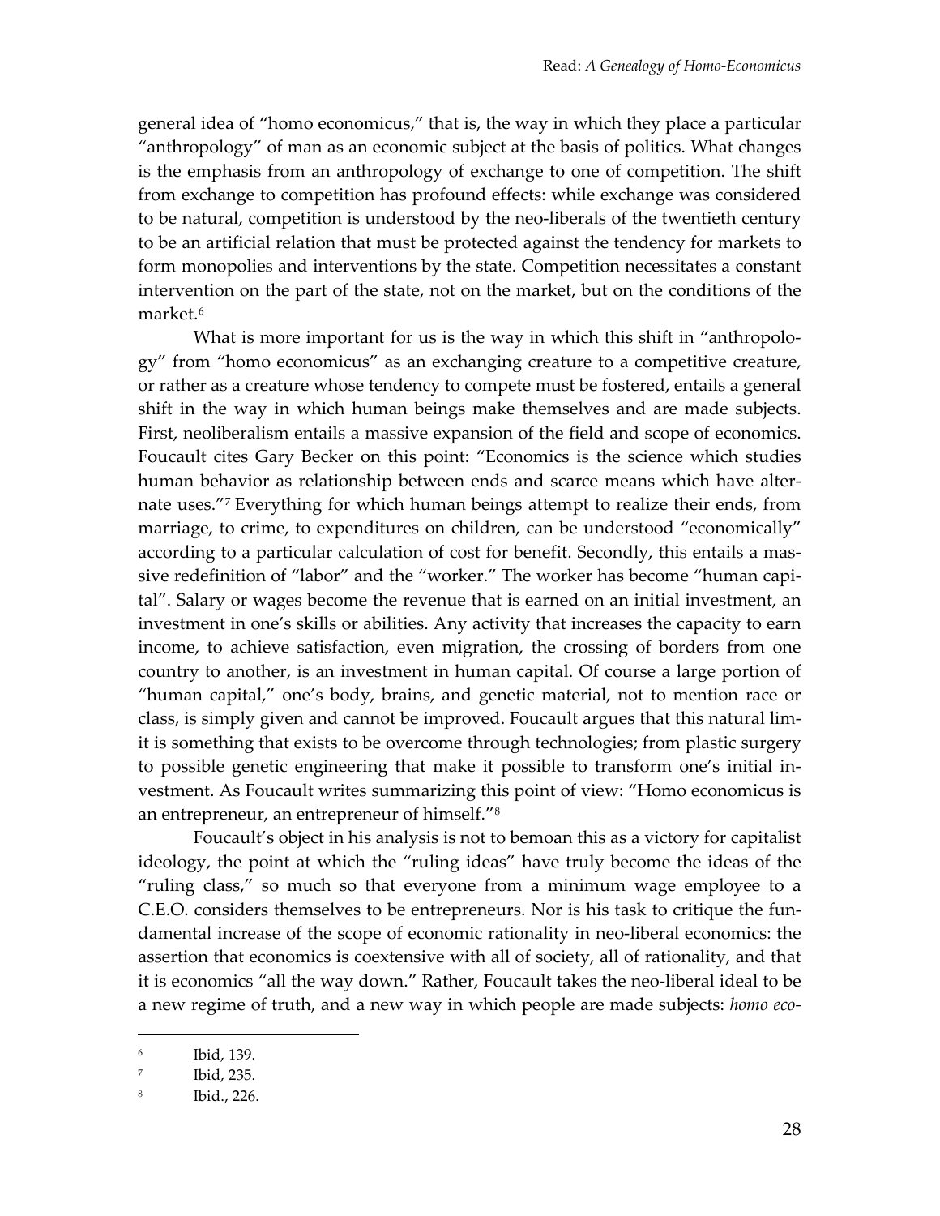general idea of "homo economicus," that is, the way in which they place a particular "anthropology" of man as an economic subject at the basis of politics. What changes is the emphasis from an anthropology of exchange to one of competition. The shift from exchange to competition has profound effects: while exchange was considered to be natural, competition is understood by the neo-liberals of the twentieth century to be an artificial relation that must be protected against the tendency for markets to form monopolies and interventions by the state. Competition necessitates a constant intervention on the part of the state, not on the market, but on the conditions of the market.[6]

What is more important for us is the way in which this shift in "anthropology" from "homo economicus" as an exchanging creature to a competitive creature, or rather as a creature whose tendency to compete must be fostered, entails a general shift in the way in which human beings make themselves and are made subjects. First, neoliberalism entails a massive expansion of the field and scope of economics. Foucault cites Gary Becker on this point: "Economics is the science which studies human behavior as relationship between ends and scarce means which have alternate uses."[7] Everything for which human beings attempt to realize their ends, from marriage, to crime, to expenditures on children, can be understood "economically" according to a particular calculation of cost for benefit. Secondly, this entails a massive redefinition of "labor" and the "worker." The worker has become "human capital". Salary or wages become the revenue that is earned on an initial investment, an investment in one's skills or abilities. Any activity that increases the capacity to earn income, to achieve satisfaction, even migration, the crossing of borders from one country to another, is an investment in human capital. Of course a large portion of "human capital," one's body, brains, and genetic material, not to mention race or class, is simply given and cannot be improved. Foucault argues that this natural limit is something that exists to be overcome through technologies; from plastic surgery to possible genetic engineering that make it possible to transform one's initial investment. As Foucault writes summarizing this point of view: "Homo economicus is an entrepreneur, an entrepreneur of himself."[8]

Foucault's object in his analysis is not to bemoan this as a victory for capitalist ideology, the point at which the "ruling ideas" have truly become the ideas of the "ruling class," so much so that everyone from a minimum wage employee to a C.E.O. considers themselves to be entrepreneurs. Nor is his task to critique the fundamental increase of the scope of economic rationality in neo-liberal economics: the assertion that economics is coextensive with all of society, all of rationality, and that it is economics "all the way down." Rather, Foucault takes the neo-liberal ideal to be a new regime of truth, and a new way in which people are made subjects: *homo eco-*

---

[6] Ibid, 139.

[7] Ibid, 235.

[8] Ibid., 226.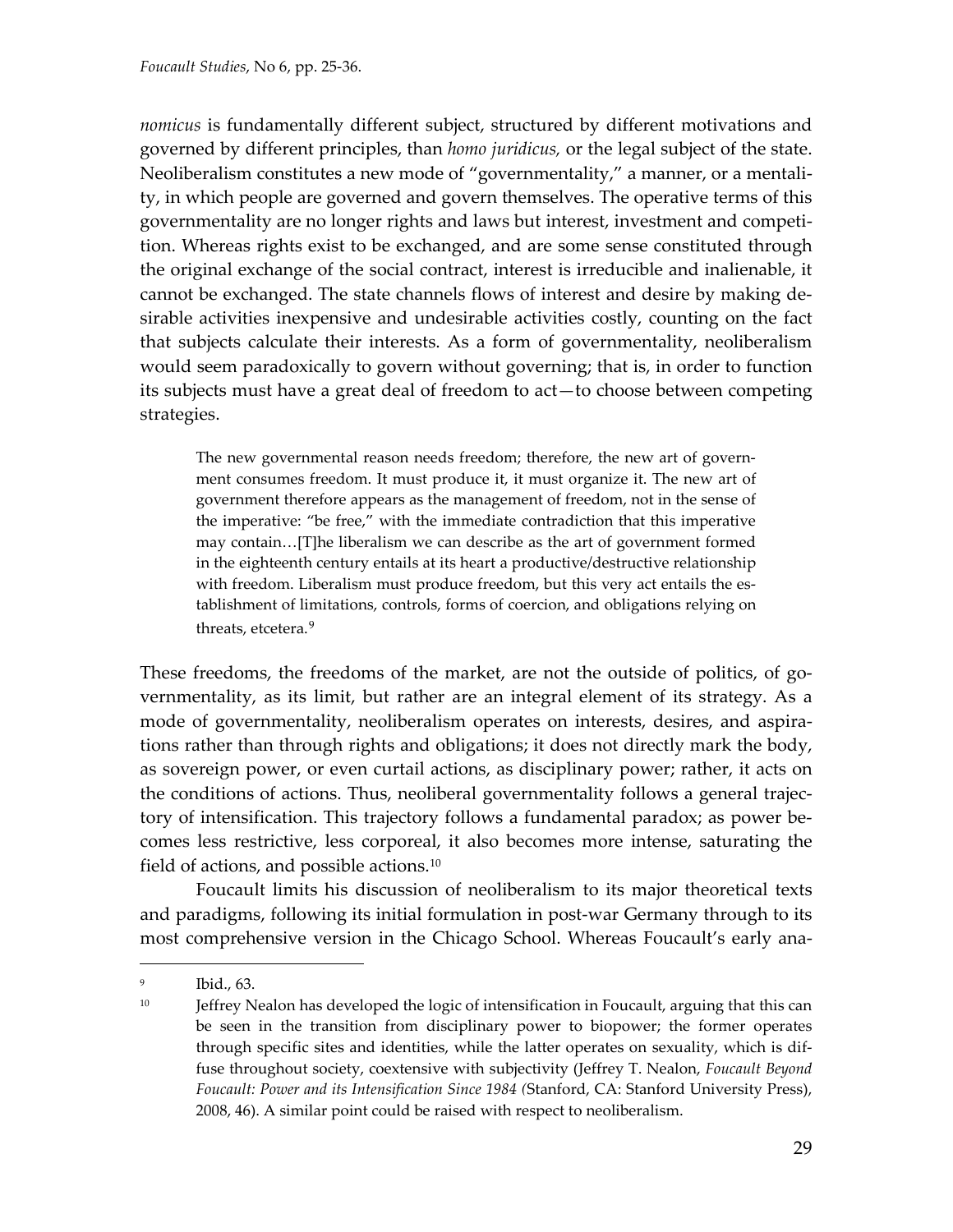*nomicus* is fundamentally different subject, structured by different motivations and governed by different principles, than *homo juridicus,* or the legal subject of the state. Neoliberalism constitutes a new mode of "governmentality," a manner, or a mentality, in which people are governed and govern themselves. The operative terms of this governmentality are no longer rights and laws but interest, investment and competition. Whereas rights exist to be exchanged, and are some sense constituted through the original exchange of the social contract, interest is irreducible and inalienable, it cannot be exchanged. The state channels flows of interest and desire by making desirable activities inexpensive and undesirable activities costly, counting on the fact that subjects calculate their interests. As a form of governmentality, neoliberalism would seem paradoxically to govern without governing; that is, in order to function its subjects must have a great deal of freedom to act—to choose between competing strategies.

> The new governmental reason needs freedom; therefore, the new art of government consumes freedom. It must produce it, it must organize it. The new art of government therefore appears as the management of freedom, not in the sense of the imperative: "be free," with the immediate contradiction that this imperative may contain…[T]he liberalism we can describe as the art of government formed in the eighteenth century entails at its heart a productive/destructive relationship with freedom. Liberalism must produce freedom, but this very act entails the establishment of limitations, controls, forms of coercion, and obligations relying on threats, etcetera.[9]

These freedoms, the freedoms of the market, are not the outside of politics, of governmentality, as its limit, but rather are an integral element of its strategy. As a mode of governmentality, neoliberalism operates on interests, desires, and aspirations rather than through rights and obligations; it does not directly mark the body, as sovereign power, or even curtail actions, as disciplinary power; rather, it acts on the conditions of actions. Thus, neoliberal governmentality follows a general trajectory of intensification. This trajectory follows a fundamental paradox; as power becomes less restrictive, less corporeal, it also becomes more intense, saturating the field of actions, and possible actions.[10]

Foucault limits his discussion of neoliberalism to its major theoretical texts and paradigms, following its initial formulation in post-war Germany through to its most comprehensive version in the Chicago School. Whereas Foucault's early ana-

---

[9] Ibid., 63.

[10] Jeffrey Nealon has developed the logic of intensification in Foucault, arguing that this can be seen in the transition from disciplinary power to biopower; the former operates through specific sites and identities, while the latter operates on sexuality, which is diffuse throughout society, coextensive with subjectivity (Jeffrey T. Nealon, *Foucault Beyond Foucault: Power and its Intensification Since 1984 (*Stanford, CA: Stanford University Press), 2008, 46). A similar point could be raised with respect to neoliberalism.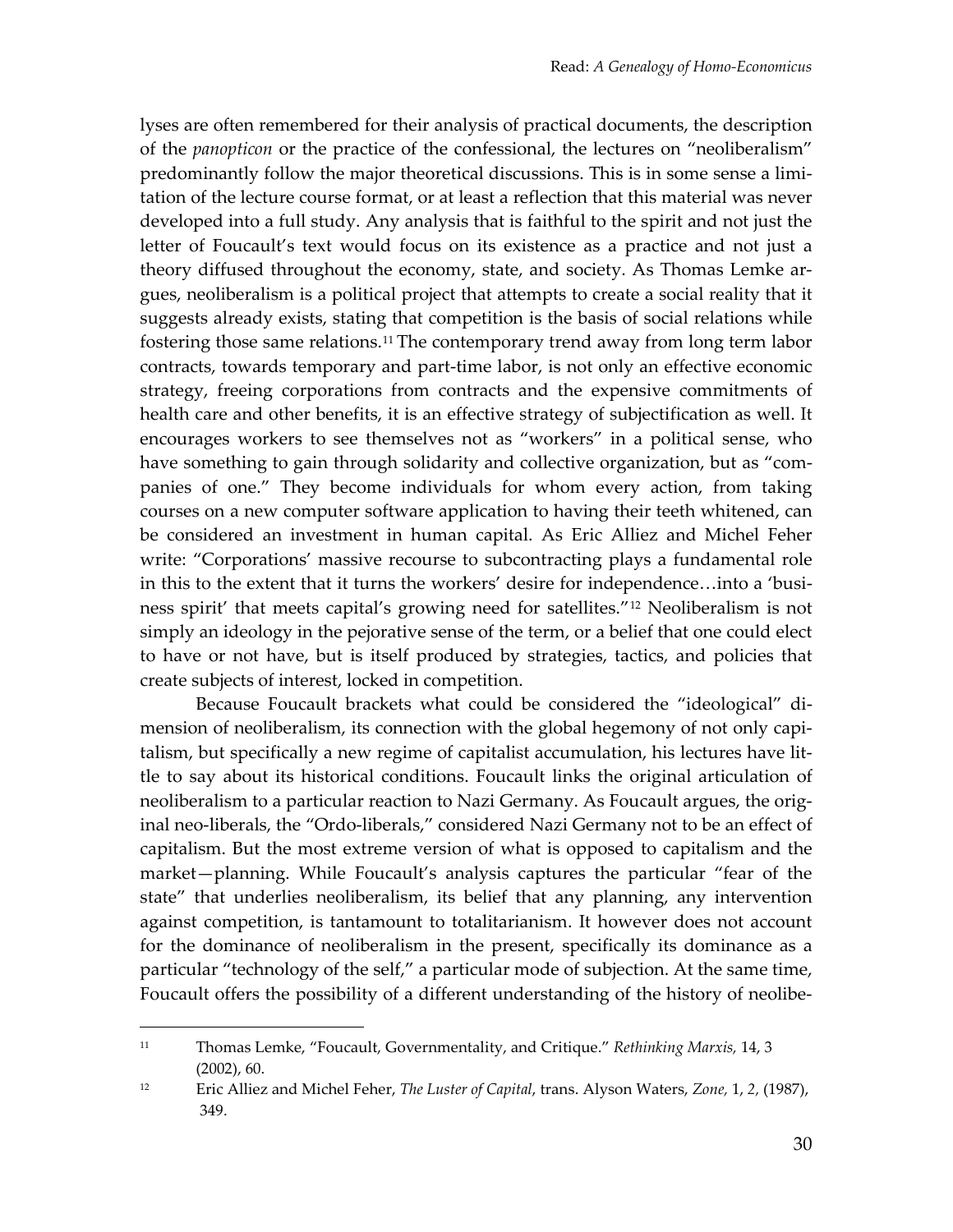lyses are often remembered for their analysis of practical documents, the description of the *panopticon* or the practice of the confessional, the lectures on "neoliberalism" predominantly follow the major theoretical discussions. This is in some sense a limitation of the lecture course format, or at least a reflection that this material was never developed into a full study. Any analysis that is faithful to the spirit and not just the letter of Foucault's text would focus on its existence as a practice and not just a theory diffused throughout the economy, state, and society. As Thomas Lemke argues, neoliberalism is a political project that attempts to create a social reality that it suggests already exists, stating that competition is the basis of social relations while fostering those same relations.[11] The contemporary trend away from long term labor contracts, towards temporary and part-time labor, is not only an effective economic strategy, freeing corporations from contracts and the expensive commitments of health care and other benefits, it is an effective strategy of subjectification as well. It encourages workers to see themselves not as "workers" in a political sense, who have something to gain through solidarity and collective organization, but as "companies of one." They become individuals for whom every action, from taking courses on a new computer software application to having their teeth whitened, can be considered an investment in human capital. As Eric Alliez and Michel Feher write: "Corporations' massive recourse to subcontracting plays a fundamental role in this to the extent that it turns the workers' desire for independence…into a 'business spirit' that meets capital's growing need for satellites."[12] Neoliberalism is not simply an ideology in the pejorative sense of the term, or a belief that one could elect to have or not have, but is itself produced by strategies, tactics, and policies that create subjects of interest, locked in competition.

Because Foucault brackets what could be considered the "ideological" dimension of neoliberalism, its connection with the global hegemony of not only capitalism, but specifically a new regime of capitalist accumulation, his lectures have little to say about its historical conditions. Foucault links the original articulation of neoliberalism to a particular reaction to Nazi Germany. As Foucault argues, the original neo-liberals, the "Ordo-liberals," considered Nazi Germany not to be an effect of capitalism. But the most extreme version of what is opposed to capitalism and the market—planning. While Foucault's analysis captures the particular "fear of the state" that underlies neoliberalism, its belief that any planning, any intervention against competition, is tantamount to totalitarianism. It however does not account for the dominance of neoliberalism in the present, specifically its dominance as a particular "technology of the self," a particular mode of subjection. At the same time, Foucault offers the possibility of a different understanding of the history of neolibe-

---

[11] Thomas Lemke, "Foucault, Governmentality, and Critique." *Rethinking Marxis,* 14, 3 (2002), 60.

[12] Eric Alliez and Michel Feher, *The Luster of Capital*, trans. Alyson Waters, *Zone,* 1, *2,* (1987), 349.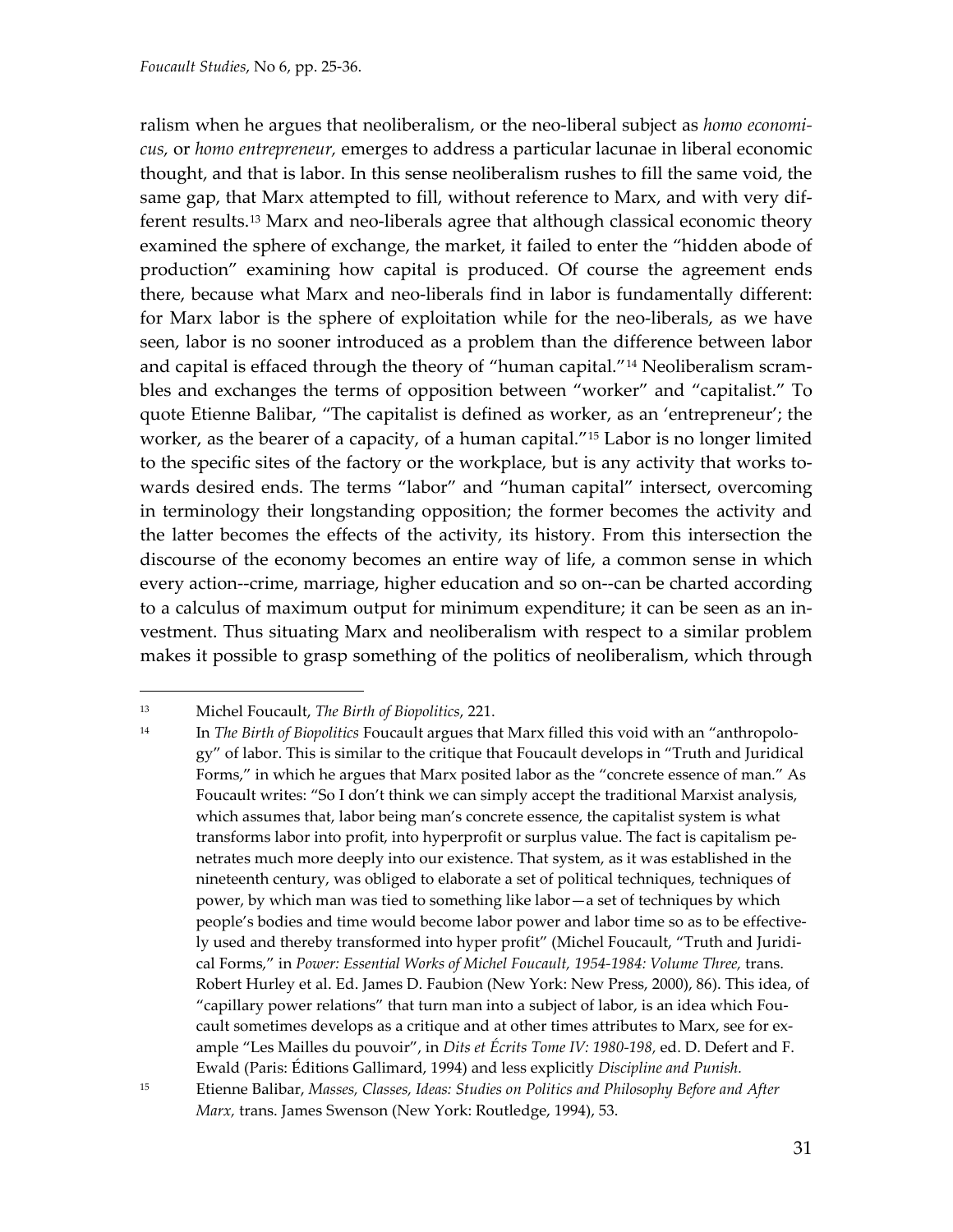ralism when he argues that neoliberalism, or the neo-liberal subject as *homo economicus,* or *homo entrepreneur,* emerges to address a particular lacunae in liberal economic thought, and that is labor. In this sense neoliberalism rushes to fill the same void, the same gap, that Marx attempted to fill, without reference to Marx, and with very different results.[13] Marx and neo-liberals agree that although classical economic theory examined the sphere of exchange, the market, it failed to enter the "hidden abode of production" examining how capital is produced. Of course the agreement ends there, because what Marx and neo-liberals find in labor is fundamentally different: for Marx labor is the sphere of exploitation while for the neo-liberals, as we have seen, labor is no sooner introduced as a problem than the difference between labor and capital is effaced through the theory of "human capital."[14] Neoliberalism scrambles and exchanges the terms of opposition between "worker" and "capitalist." To quote Etienne Balibar, "The capitalist is defined as worker, as an 'entrepreneur'; the worker, as the bearer of a capacity, of a human capital."[15] Labor is no longer limited to the specific sites of the factory or the workplace, but is any activity that works towards desired ends. The terms "labor" and "human capital" intersect, overcoming in terminology their longstanding opposition; the former becomes the activity and the latter becomes the effects of the activity, its history. From this intersection the discourse of the economy becomes an entire way of life, a common sense in which every action--crime, marriage, higher education and so on--can be charted according to a calculus of maximum output for minimum expenditure; it can be seen as an investment. Thus situating Marx and neoliberalism with respect to a similar problem makes it possible to grasp something of the politics of neoliberalism, which through

---

[13] Michel Foucault, *The Birth of Biopolitics*, 221.

[14] In *The Birth of Biopolitics* Foucault argues that Marx filled this void with an "anthropology" of labor. This is similar to the critique that Foucault develops in "Truth and Juridical Forms," in which he argues that Marx posited labor as the "concrete essence of man." As Foucault writes: "So I don't think we can simply accept the traditional Marxist analysis, which assumes that, labor being man's concrete essence, the capitalist system is what transforms labor into profit, into hyperprofit or surplus value. The fact is capitalism penetrates much more deeply into our existence. That system, as it was established in the nineteenth century, was obliged to elaborate a set of political techniques, techniques of power, by which man was tied to something like labor—a set of techniques by which people's bodies and time would become labor power and labor time so as to be effectively used and thereby transformed into hyper profit" (Michel Foucault, "Truth and Juridical Forms," in *Power: Essential Works of Michel Foucault, 1954-1984: Volume Three,* trans. Robert Hurley et al. Ed. James D. Faubion (New York: New Press, 2000), 86). This idea, of "capillary power relations" that turn man into a subject of labor, is an idea which Foucault sometimes develops as a critique and at other times attributes to Marx, see for example "Les Mailles du pouvoir", in *Dits et Écrits Tome IV: 1980-198,* ed. D. Defert and F. Ewald (Paris: Éditions Gallimard, 1994) and less explicitly *Discipline and Punish.*

[15] Etienne Balibar, *Masses, Classes, Ideas: Studies on Politics and Philosophy Before and After Marx,* trans. James Swenson (New York: Routledge, 1994), 53.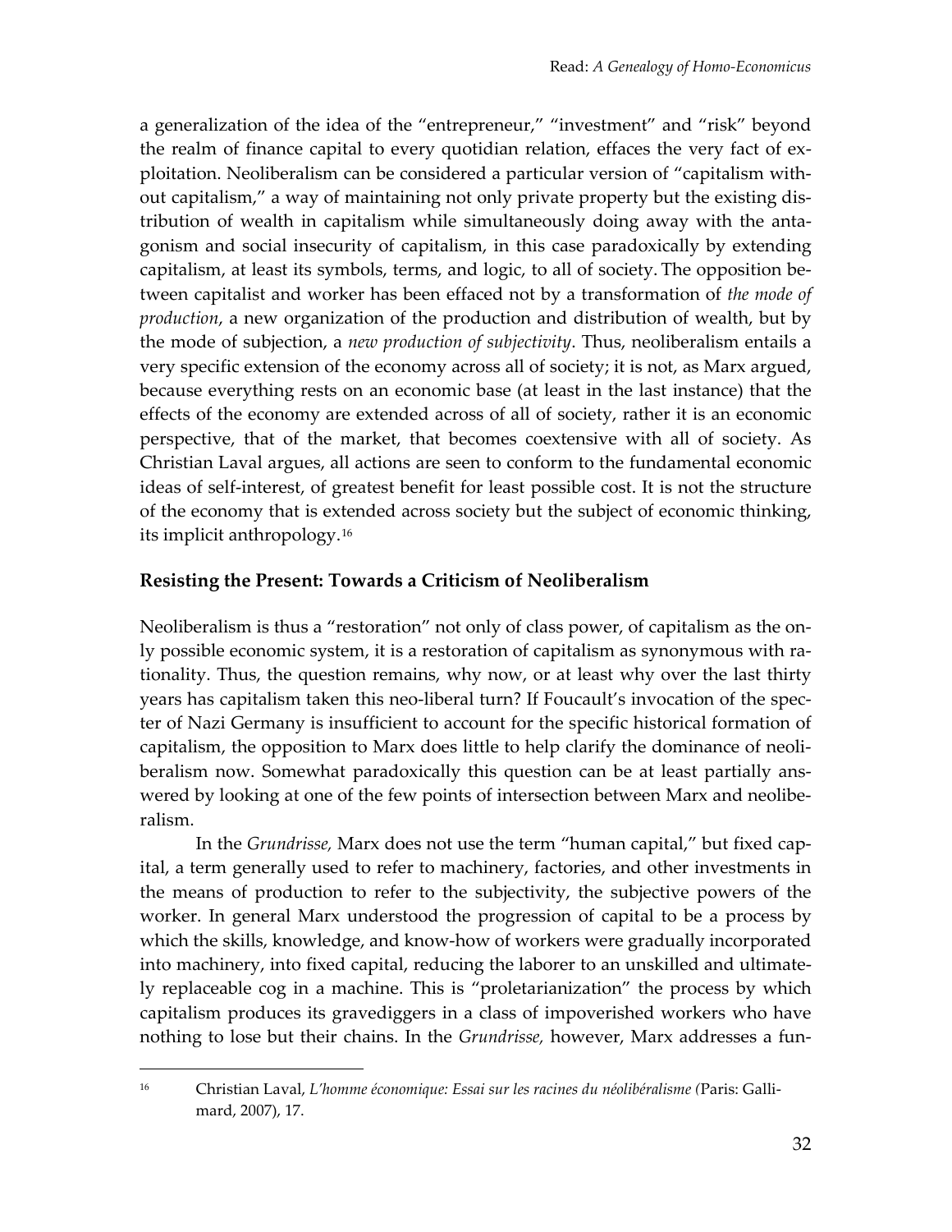a generalization of the idea of the "entrepreneur," "investment" and "risk" beyond the realm of finance capital to every quotidian relation, effaces the very fact of exploitation. Neoliberalism can be considered a particular version of "capitalism without capitalism," a way of maintaining not only private property but the existing distribution of wealth in capitalism while simultaneously doing away with the antagonism and social insecurity of capitalism, in this case paradoxically by extending capitalism, at least its symbols, terms, and logic, to all of society. The opposition between capitalist and worker has been effaced not by a transformation of *the mode of production*, a new organization of the production and distribution of wealth, but by the mode of subjection, a *new production of subjectivity*. Thus, neoliberalism entails a very specific extension of the economy across all of society; it is not, as Marx argued, because everything rests on an economic base (at least in the last instance) that the effects of the economy are extended across of all of society, rather it is an economic perspective, that of the market, that becomes coextensive with all of society. As Christian Laval argues, all actions are seen to conform to the fundamental economic ideas of self-interest, of greatest benefit for least possible cost. It is not the structure of the economy that is extended across society but the subject of economic thinking, its implicit anthropology.[16]

## Resisting the Present: Towards a Criticism of Neoliberalism

Neoliberalism is thus a "restoration" not only of class power, of capitalism as the only possible economic system, it is a restoration of capitalism as synonymous with rationality. Thus, the question remains, why now, or at least why over the last thirty years has capitalism taken this neo-liberal turn? If Foucault's invocation of the specter of Nazi Germany is insufficient to account for the specific historical formation of capitalism, the opposition to Marx does little to help clarify the dominance of neoliberalism now. Somewhat paradoxically this question can be at least partially answered by looking at one of the few points of intersection between Marx and neoliberalism.

In the *Grundrisse,* Marx does not use the term "human capital," but fixed capital, a term generally used to refer to machinery, factories, and other investments in the means of production to refer to the subjectivity, the subjective powers of the worker. In general Marx understood the progression of capital to be a process by which the skills, knowledge, and know-how of workers were gradually incorporated into machinery, into fixed capital, reducing the laborer to an unskilled and ultimately replaceable cog in a machine. This is "proletarianization" the process by which capitalism produces its gravediggers in a class of impoverished workers who have nothing to lose but their chains. In the *Grundrisse,* however, Marx addresses a fun-

[16] Christian Laval, *L'homme économique: Essai sur les racines du néolibéralisme (*Paris: Gallimard, 2007), 17.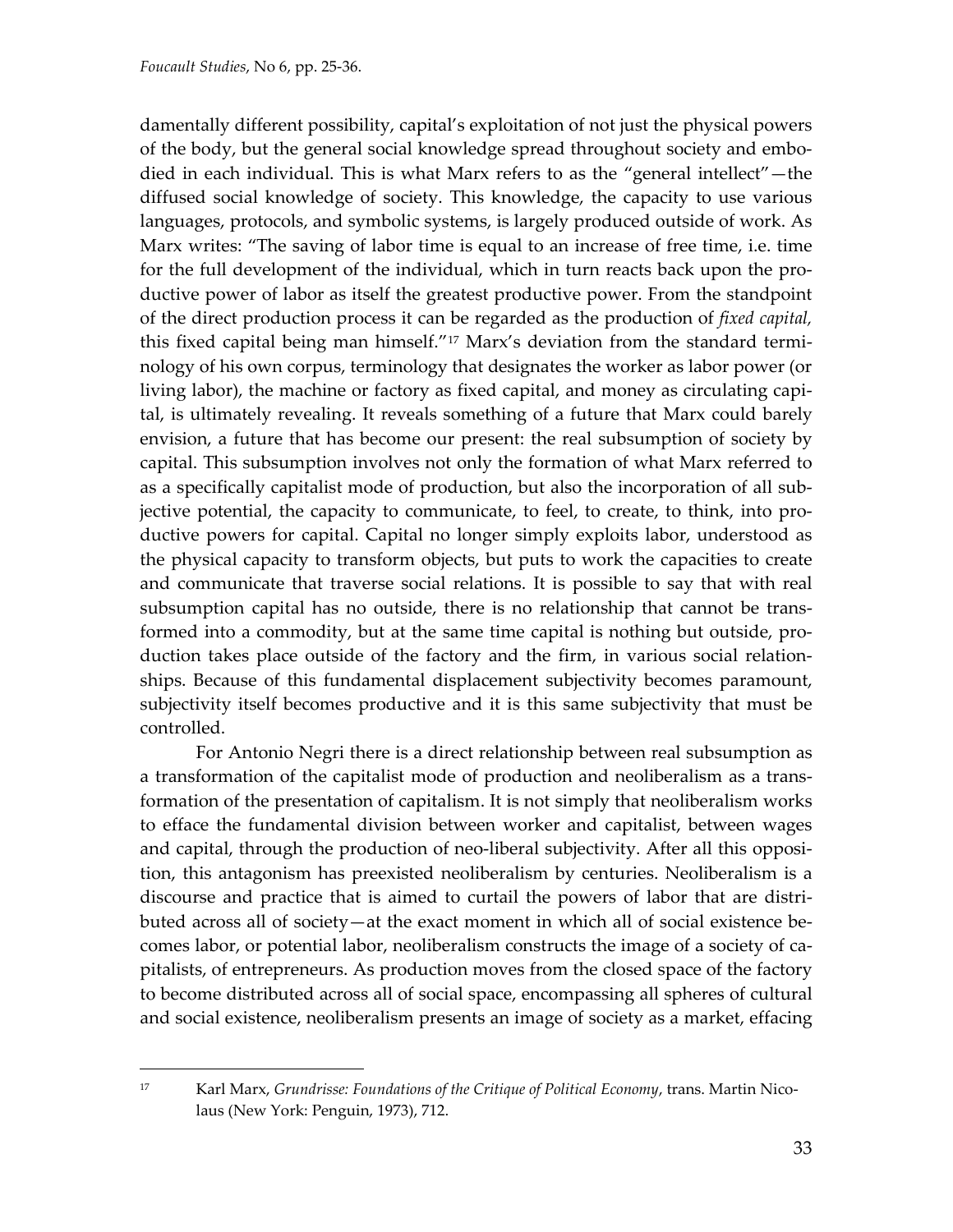damentally different possibility, capital's exploitation of not just the physical powers of the body, but the general social knowledge spread throughout society and embodied in each individual. This is what Marx refers to as the "general intellect"—the diffused social knowledge of society. This knowledge, the capacity to use various languages, protocols, and symbolic systems, is largely produced outside of work. As Marx writes: "The saving of labor time is equal to an increase of free time, i.e. time for the full development of the individual, which in turn reacts back upon the productive power of labor as itself the greatest productive power. From the standpoint of the direct production process it can be regarded as the production of *fixed capital,* this fixed capital being man himself."[17] Marx's deviation from the standard terminology of his own corpus, terminology that designates the worker as labor power (or living labor), the machine or factory as fixed capital, and money as circulating capital, is ultimately revealing. It reveals something of a future that Marx could barely envision, a future that has become our present: the real subsumption of society by capital. This subsumption involves not only the formation of what Marx referred to as a specifically capitalist mode of production, but also the incorporation of all subjective potential, the capacity to communicate, to feel, to create, to think, into productive powers for capital. Capital no longer simply exploits labor, understood as the physical capacity to transform objects, but puts to work the capacities to create and communicate that traverse social relations. It is possible to say that with real subsumption capital has no outside, there is no relationship that cannot be transformed into a commodity, but at the same time capital is nothing but outside, production takes place outside of the factory and the firm, in various social relationships. Because of this fundamental displacement subjectivity becomes paramount, subjectivity itself becomes productive and it is this same subjectivity that must be controlled.

For Antonio Negri there is a direct relationship between real subsumption as a transformation of the capitalist mode of production and neoliberalism as a transformation of the presentation of capitalism. It is not simply that neoliberalism works to efface the fundamental division between worker and capitalist, between wages and capital, through the production of neo-liberal subjectivity. After all this opposition, this antagonism has preexisted neoliberalism by centuries. Neoliberalism is a discourse and practice that is aimed to curtail the powers of labor that are distributed across all of society—at the exact moment in which all of social existence becomes labor, or potential labor, neoliberalism constructs the image of a society of capitalists, of entrepreneurs. As production moves from the closed space of the factory to become distributed across all of social space, encompassing all spheres of cultural and social existence, neoliberalism presents an image of society as a market, effacing

---

[17] Karl Marx, *Grundrisse: Foundations of the Critique of Political Economy*, trans. Martin Nicolaus (New York: Penguin, 1973), 712.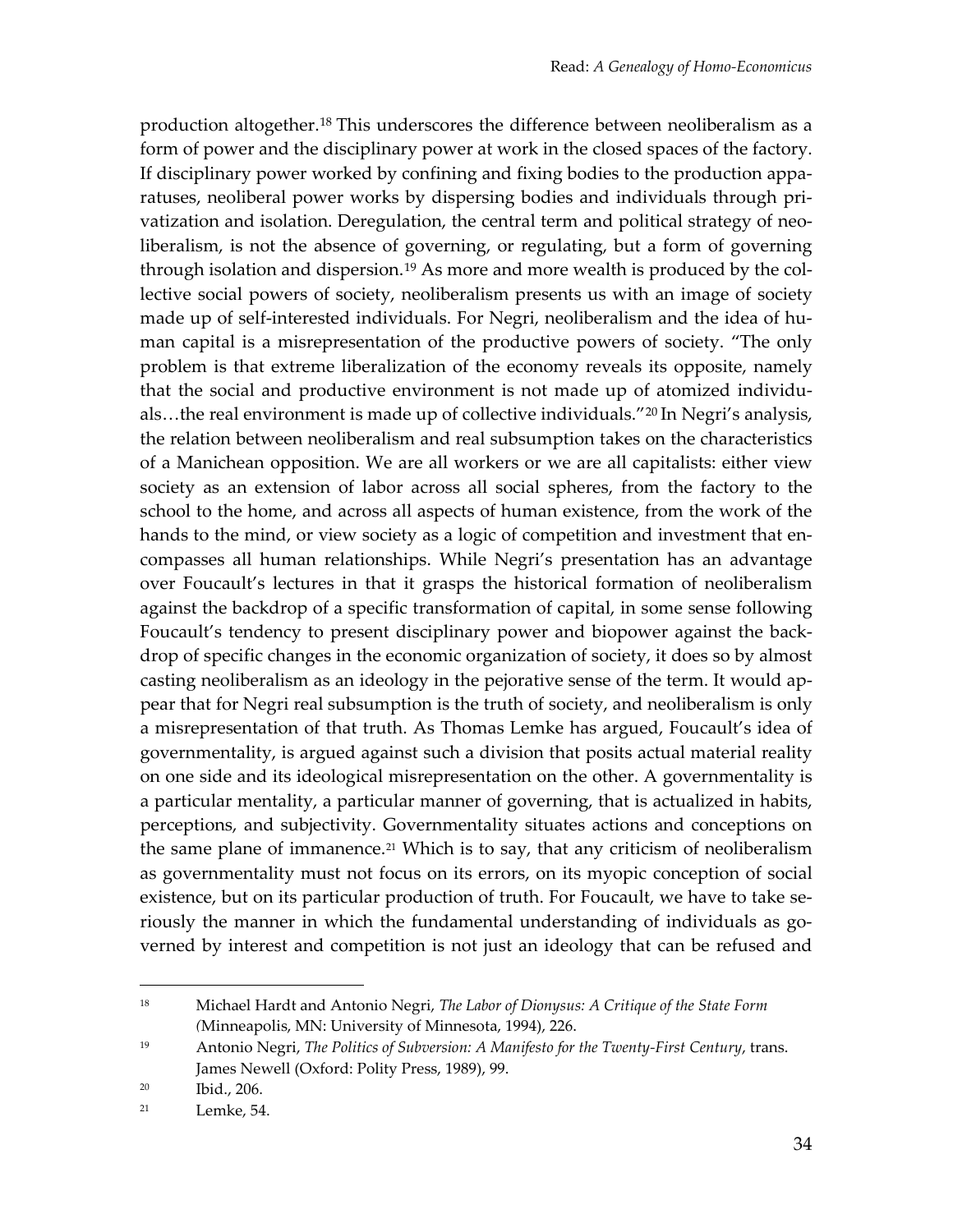production altogether.[18] This underscores the difference between neoliberalism as a form of power and the disciplinary power at work in the closed spaces of the factory. If disciplinary power worked by confining and fixing bodies to the production apparatuses, neoliberal power works by dispersing bodies and individuals through privatization and isolation. Deregulation, the central term and political strategy of neoliberalism, is not the absence of governing, or regulating, but a form of governing through isolation and dispersion.[19] As more and more wealth is produced by the collective social powers of society, neoliberalism presents us with an image of society made up of self-interested individuals. For Negri, neoliberalism and the idea of human capital is a misrepresentation of the productive powers of society. "The only problem is that extreme liberalization of the economy reveals its opposite, namely that the social and productive environment is not made up of atomized individuals…the real environment is made up of collective individuals."[20] In Negri's analysis, the relation between neoliberalism and real subsumption takes on the characteristics of a Manichean opposition. We are all workers or we are all capitalists: either view society as an extension of labor across all social spheres, from the factory to the school to the home, and across all aspects of human existence, from the work of the hands to the mind, or view society as a logic of competition and investment that encompasses all human relationships. While Negri's presentation has an advantage over Foucault's lectures in that it grasps the historical formation of neoliberalism against the backdrop of a specific transformation of capital, in some sense following Foucault's tendency to present disciplinary power and biopower against the backdrop of specific changes in the economic organization of society, it does so by almost casting neoliberalism as an ideology in the pejorative sense of the term. It would appear that for Negri real subsumption is the truth of society, and neoliberalism is only a misrepresentation of that truth. As Thomas Lemke has argued, Foucault's idea of governmentality, is argued against such a division that posits actual material reality on one side and its ideological misrepresentation on the other. A governmentality is a particular mentality, a particular manner of governing, that is actualized in habits, perceptions, and subjectivity. Governmentality situates actions and conceptions on the same plane of immanence.[21] Which is to say, that any criticism of neoliberalism as governmentality must not focus on its errors, on its myopic conception of social existence, but on its particular production of truth. For Foucault, we have to take seriously the manner in which the fundamental understanding of individuals as governed by interest and competition is not just an ideology that can be refused and

---

[18] Michael Hardt and Antonio Negri, *The Labor of Dionysus: A Critique of the State Form* (Minneapolis, MN: University of Minnesota, 1994), 226.

[19] Antonio Negri, *The Politics of Subversion: A Manifesto for the Twenty-First Century*, trans. James Newell (Oxford: Polity Press, 1989), 99.

[20] Ibid., 206.

[21] Lemke, 54.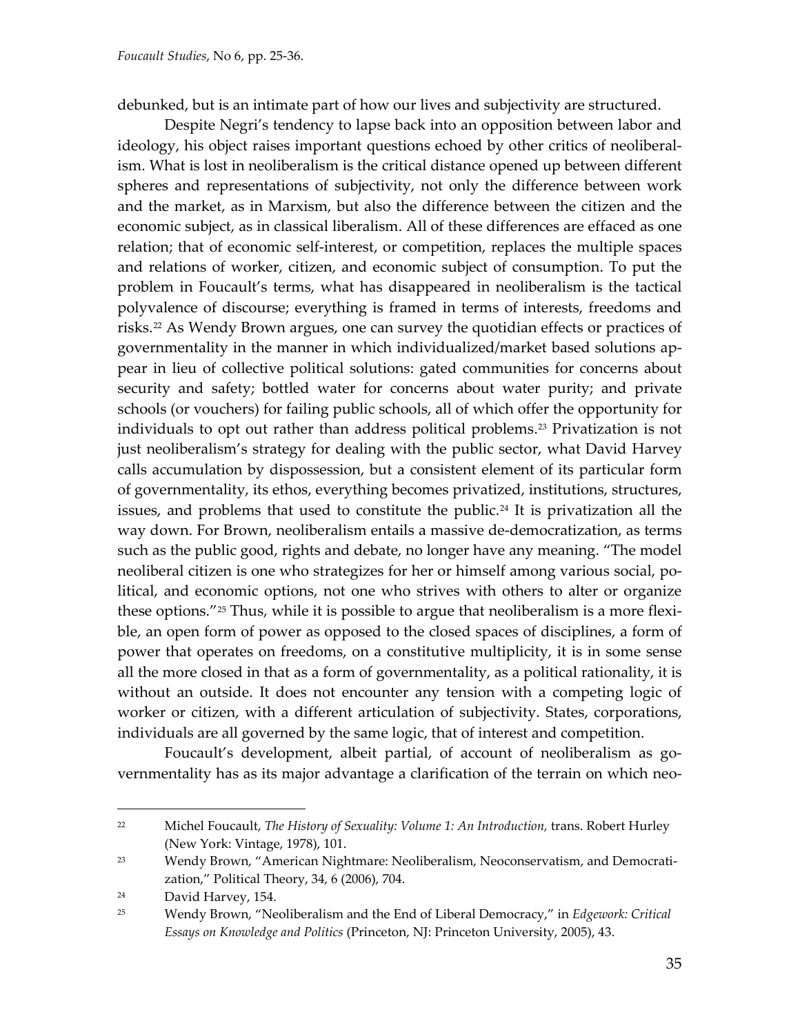debunked, but is an intimate part of how our lives and subjectivity are structured.

Despite Negri's tendency to lapse back into an opposition between labor and ideology, his object raises important questions echoed by other critics of neoliberalism. What is lost in neoliberalism is the critical distance opened up between different spheres and representations of subjectivity, not only the difference between work and the market, as in Marxism, but also the difference between the citizen and the economic subject, as in classical liberalism. All of these differences are effaced as one relation; that of economic self-interest, or competition, replaces the multiple spaces and relations of worker, citizen, and economic subject of consumption. To put the problem in Foucault's terms, what has disappeared in neoliberalism is the tactical polyvalence of discourse; everything is framed in terms of interests, freedoms and risks.[22] As Wendy Brown argues, one can survey the quotidian effects or practices of governmentality in the manner in which individualized/market based solutions appear in lieu of collective political solutions: gated communities for concerns about security and safety; bottled water for concerns about water purity; and private schools (or vouchers) for failing public schools, all of which offer the opportunity for individuals to opt out rather than address political problems.[23] Privatization is not just neoliberalism's strategy for dealing with the public sector, what David Harvey calls accumulation by dispossession, but a consistent element of its particular form of governmentality, its ethos, everything becomes privatized, institutions, structures, issues, and problems that used to constitute the public.[24] It is privatization all the way down. For Brown, neoliberalism entails a massive de-democratization, as terms such as the public good, rights and debate, no longer have any meaning. "The model neoliberal citizen is one who strategizes for her or himself among various social, political, and economic options, not one who strives with others to alter or organize these options."[25] Thus, while it is possible to argue that neoliberalism is a more flexible, an open form of power as opposed to the closed spaces of disciplines, a form of power that operates on freedoms, on a constitutive multiplicity, it is in some sense all the more closed in that as a form of governmentality, as a political rationality, it is without an outside. It does not encounter any tension with a competing logic of worker or citizen, with a different articulation of subjectivity. States, corporations, individuals are all governed by the same logic, that of interest and competition.

Foucault's development, albeit partial, of account of neoliberalism as governmentality has as its major advantage a clarification of the terrain on which neo-

---

[22] Michel Foucault, *The History of Sexuality: Volume 1: An Introduction,* trans. Robert Hurley (New York: Vintage, 1978), 101.

[23] Wendy Brown, "American Nightmare: Neoliberalism, Neoconservatism, and Democratization," Political Theory, 34, 6 (2006), 704.

[24] David Harvey, 154.

[25] Wendy Brown, "Neoliberalism and the End of Liberal Democracy," in *Edgework: Critical Essays on Knowledge and Politics* (Princeton, NJ: Princeton University, 2005), 43.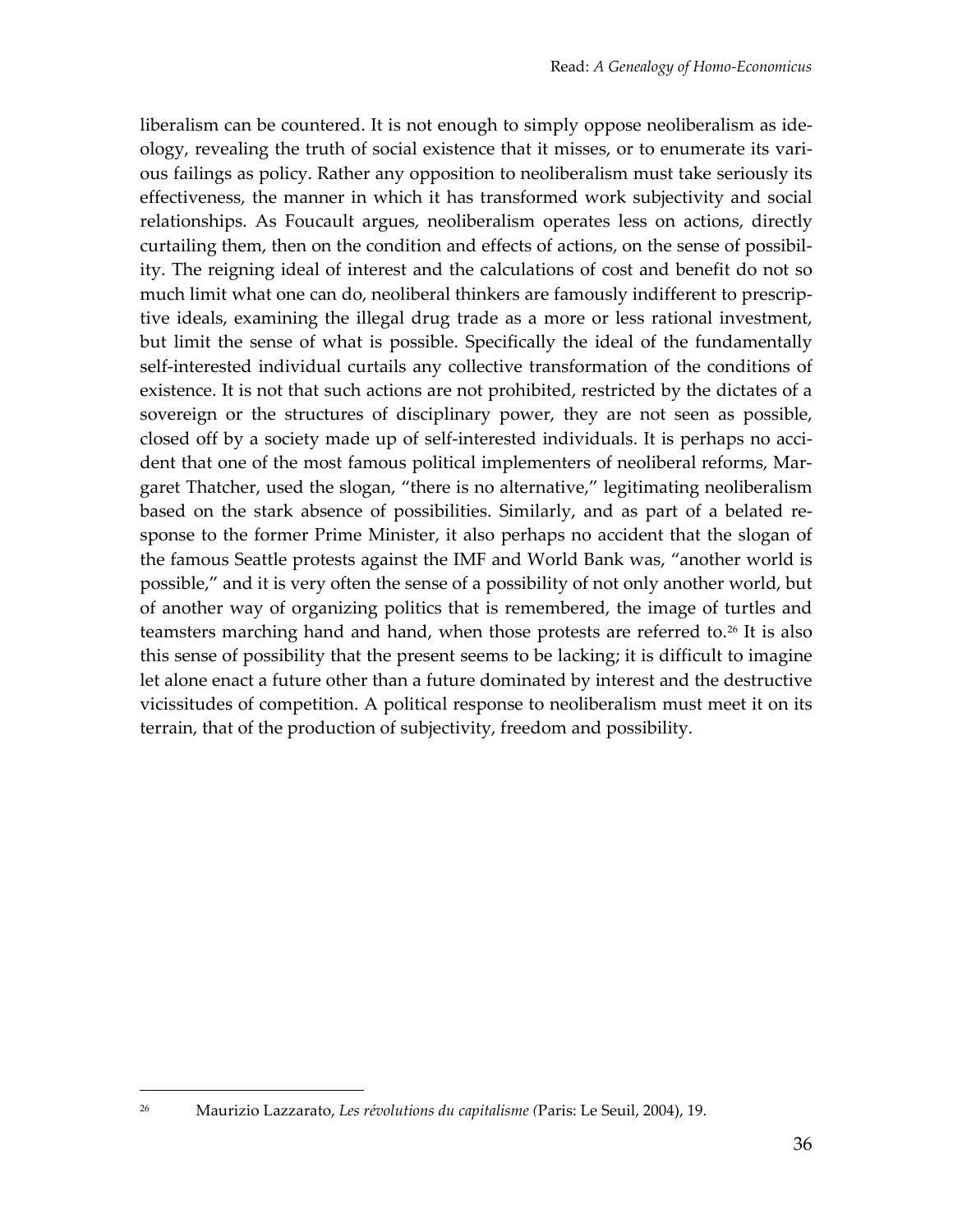liberalism can be countered. It is not enough to simply oppose neoliberalism as ideology, revealing the truth of social existence that it misses, or to enumerate its various failings as policy. Rather any opposition to neoliberalism must take seriously its effectiveness, the manner in which it has transformed work subjectivity and social relationships. As Foucault argues, neoliberalism operates less on actions, directly curtailing them, then on the condition and effects of actions, on the sense of possibility. The reigning ideal of interest and the calculations of cost and benefit do not so much limit what one can do, neoliberal thinkers are famously indifferent to prescriptive ideals, examining the illegal drug trade as a more or less rational investment, but limit the sense of what is possible. Specifically the ideal of the fundamentally self-interested individual curtails any collective transformation of the conditions of existence. It is not that such actions are not prohibited, restricted by the dictates of a sovereign or the structures of disciplinary power, they are not seen as possible, closed off by a society made up of self-interested individuals. It is perhaps no accident that one of the most famous political implementers of neoliberal reforms, Margaret Thatcher, used the slogan, "there is no alternative," legitimating neoliberalism based on the stark absence of possibilities. Similarly, and as part of a belated response to the former Prime Minister, it also perhaps no accident that the slogan of the famous Seattle protests against the IMF and World Bank was, "another world is possible," and it is very often the sense of a possibility of not only another world, but of another way of organizing politics that is remembered, the image of turtles and teamsters marching hand and hand, when those protests are referred to.[26] It is also this sense of possibility that the present seems to be lacking; it is difficult to imagine let alone enact a future other than a future dominated by interest and the destructive vicissitudes of competition. A political response to neoliberalism must meet it on its terrain, that of the production of subjectivity, freedom and possibility.

[26] Maurizio Lazzarato, *Les révolutions du capitalisme (*Paris: Le Seuil, 2004), 19.